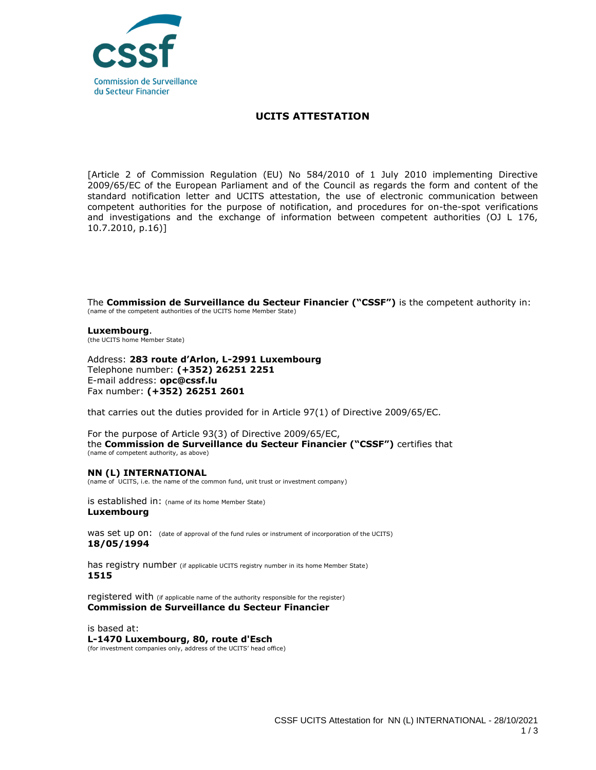Commission de Surveillance du Secteur Financier

# UCITS ATTESTATION

[Article 2 of Commission Regulation (EU) No 584/2010 of 1 July 2010 implementing Directive 2009/65/EC of the European Parliament and of the Council as regards the form and content of the standard notification letter and UCITS attestation, the use of electronic communication between competent authorities for the purpose of notification, and procedures for on-the-spot verifications and investigations and the exchange of information between competent authorities (OJ L 176, 10.7.2010, p.16)]

The **Commission de Surveillance du Secteur Financier ("CSSF")** is the competent authority in:
(name of the competent authorities of the UCITS home Member State)

**Luxembourg**.
(the UCITS home Member State)

Address: **283 route d'Arlon, L-2991 Luxembourg**
Telephone number: **(+352) 26251 2251**
E-mail address: **opc@cssf.lu**
Fax number: **(+352) 26251 2601**

that carries out the duties provided for in Article 97(1) of Directive 2009/65/EC.

For the purpose of Article 93(3) of Directive 2009/65/EC,
the **Commission de Surveillance du Secteur Financier ("CSSF")** certifies that
(name of competent authority, as above)

**NN (L) INTERNATIONAL**
(name of UCITS, i.e. the name of the common fund, unit trust or investment company)

is established in: (name of its home Member State)
**Luxembourg**

was set up on: (date of approval of the fund rules or instrument of incorporation of the UCITS)
**18/05/1994**

has registry number (if applicable UCITS registry number in its home Member State)
**1515**

registered with (if applicable name of the authority responsible for the register)
**Commission de Surveillance du Secteur Financier**

is based at:
**L-1470 Luxembourg, 80, route d'Esch**
(for investment companies only, address of the UCITS' head office)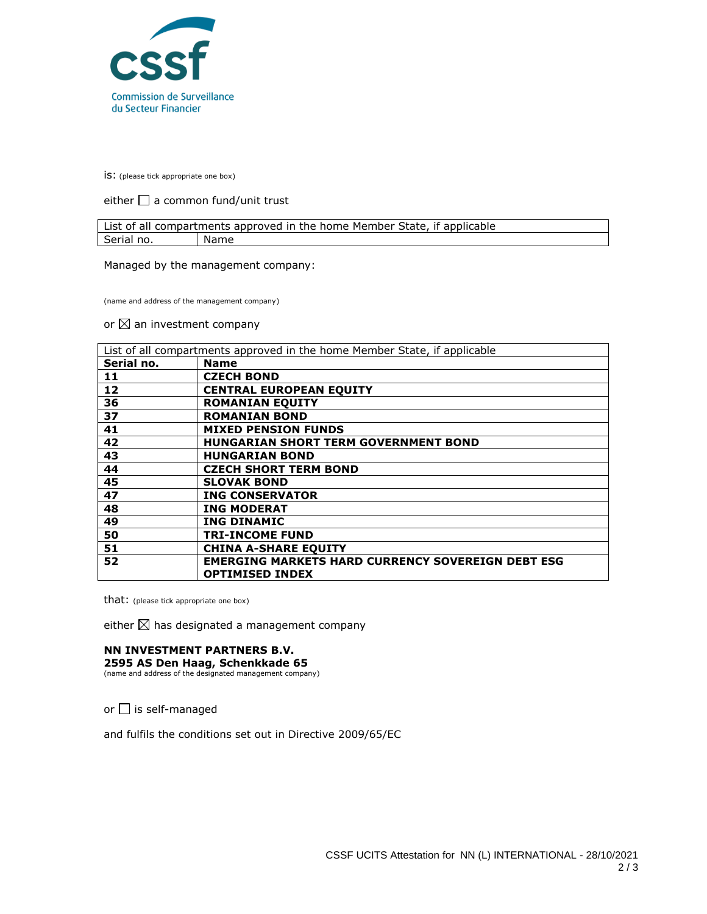is: (please tick appropriate one box)

either ☐ a common fund/unit trust

| List of all compartments approved in the home Member State, if applicable | |
|---|---|
| Serial no. | Name |

Managed by the management company:

(name and address of the management company)

or ☒ an investment company

| List of all compartments approved in the home Member State, if applicable | |
|---|---|
| **Serial no.** | **Name** |
| **11** | **CZECH BOND** |
| **12** | **CENTRAL EUROPEAN EQUITY** |
| **36** | **ROMANIAN EQUITY** |
| **37** | **ROMANIAN BOND** |
| **41** | **MIXED PENSION FUNDS** |
| **42** | **HUNGARIAN SHORT TERM GOVERNMENT BOND** |
| **43** | **HUNGARIAN BOND** |
| **44** | **CZECH SHORT TERM BOND** |
| **45** | **SLOVAK BOND** |
| **47** | **ING CONSERVATOR** |
| **48** | **ING MODERAT** |
| **49** | **ING DINAMIC** |
| **50** | **TRI-INCOME FUND** |
| **51** | **CHINA A-SHARE EQUITY** |
| **52** | **EMERGING MARKETS HARD CURRENCY SOVEREIGN DEBT ESG OPTIMISED INDEX** |

that: (please tick appropriate one box)

either ☒ has designated a management company

**NN INVESTMENT PARTNERS B.V.**
**2595 AS Den Haag, Schenkkade 65**
(name and address of the designated management company)

or ☐ is self-managed

and fulfils the conditions set out in Directive 2009/65/EC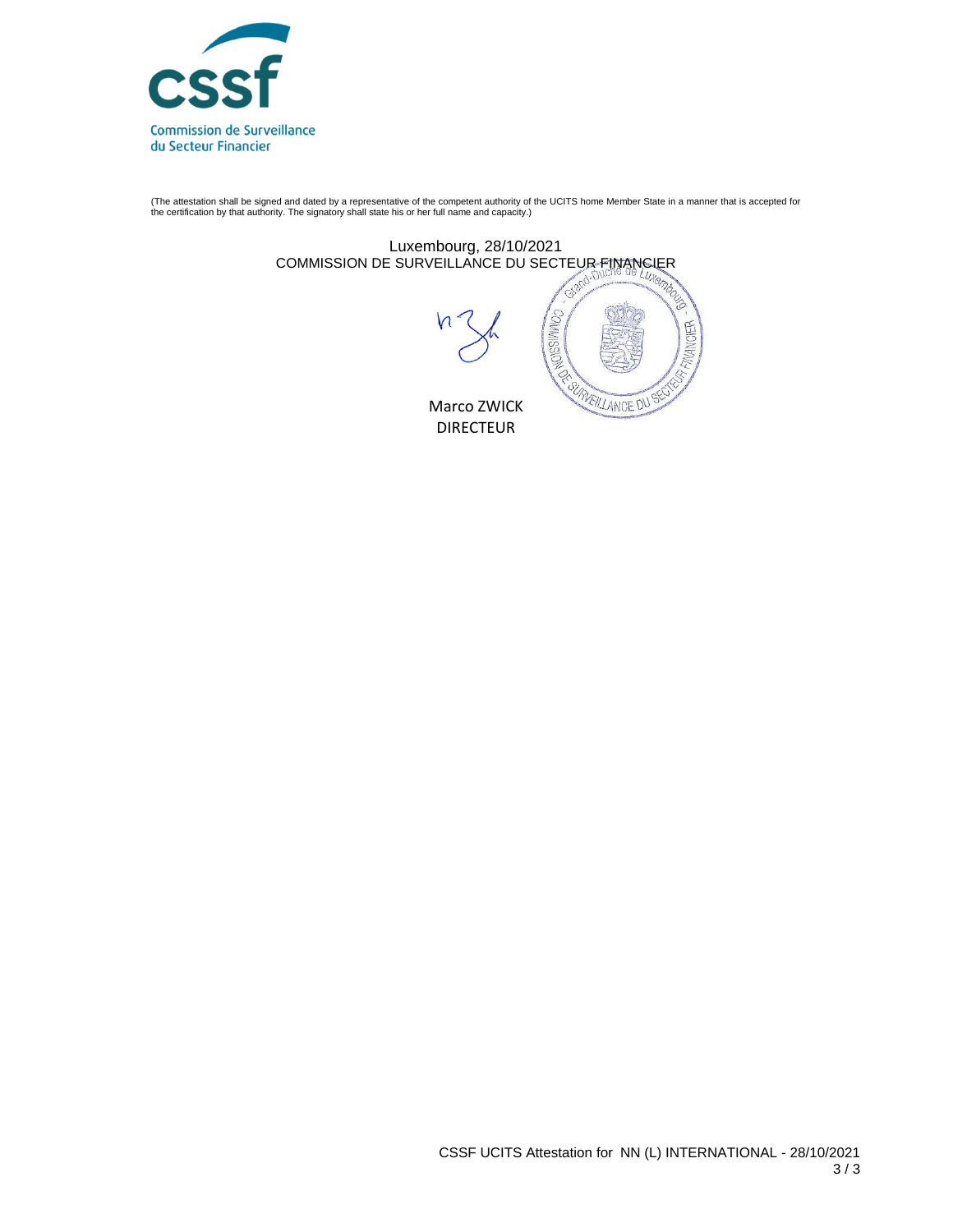Commission de Surveillance du Secteur Financier

(The attestation shall be signed and dated by a representative of the competent authority of the UCITS home Member State in a manner that is accepted for the certification by that authority. The signatory shall state his or her full name and capacity.)

Luxembourg, 28/10/2021
COMMISSION DE SURVEILLANCE DU SECTEUR FINANCIER

Marco ZWICK
DIRECTEUR